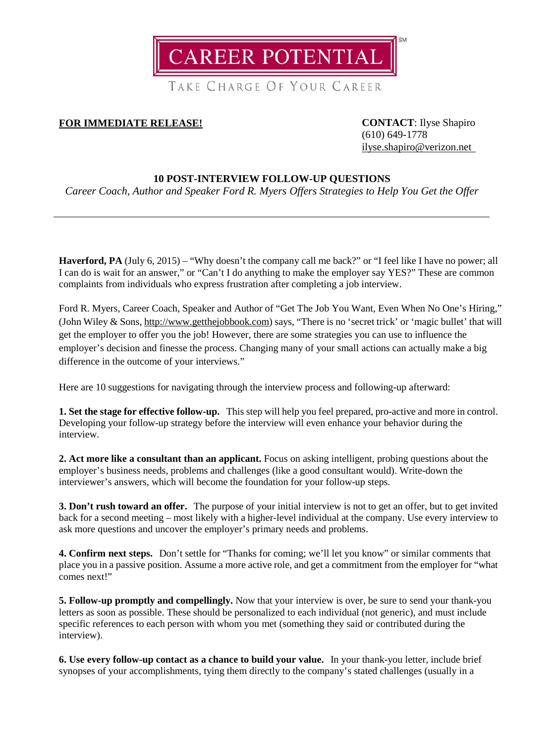# CAREER POTENTIAL

TAKE CHARGE OF YOUR CAREER

**FOR IMMEDIATE RELEASE!**

**CONTACT**: Ilyse Shapiro
(610) 649-1778
ilyse.shapiro@verizon.net

## 10 POST-INTERVIEW FOLLOW-UP QUESTIONS

*Career Coach, Author and Speaker Ford R. Myers Offers Strategies to Help You Get the Offer*

---

**Haverford, PA** (July 6, 2015) – "Why doesn't the company call me back?" or "I feel like I have no power; all I can do is wait for an answer," or "Can't I do anything to make the employer say YES?" These are common complaints from individuals who express frustration after completing a job interview.

Ford R. Myers, Career Coach, Speaker and Author of "Get The Job You Want, Even When No One's Hiring," (John Wiley & Sons, http://www.getthejobbook.com) says, "There is no 'secret trick' or 'magic bullet' that will get the employer to offer you the job! However, there are some strategies you can use to influence the employer's decision and finesse the process. Changing many of your small actions can actually make a big difference in the outcome of your interviews."

Here are 10 suggestions for navigating through the interview process and following-up afterward:

**1. Set the stage for effective follow-up.** This step will help you feel prepared, pro-active and more in control. Developing your follow-up strategy before the interview will even enhance your behavior during the interview.

**2. Act more like a consultant than an applicant.** Focus on asking intelligent, probing questions about the employer's business needs, problems and challenges (like a good consultant would). Write-down the interviewer's answers, which will become the foundation for your follow-up steps.

**3. Don't rush toward an offer.** The purpose of your initial interview is not to get an offer, but to get invited back for a second meeting – most likely with a higher-level individual at the company. Use every interview to ask more questions and uncover the employer's primary needs and problems.

**4. Confirm next steps.** Don't settle for "Thanks for coming; we'll let you know" or similar comments that place you in a passive position. Assume a more active role, and get a commitment from the employer for "what comes next!"

**5. Follow-up promptly and compellingly.** Now that your interview is over, be sure to send your thank-you letters as soon as possible. These should be personalized to each individual (not generic), and must include specific references to each person with whom you met (something they said or contributed during the interview).

**6. Use every follow-up contact as a chance to build your value.** In your thank-you letter, include brief synopses of your accomplishments, tying them directly to the company's stated challenges (usually in a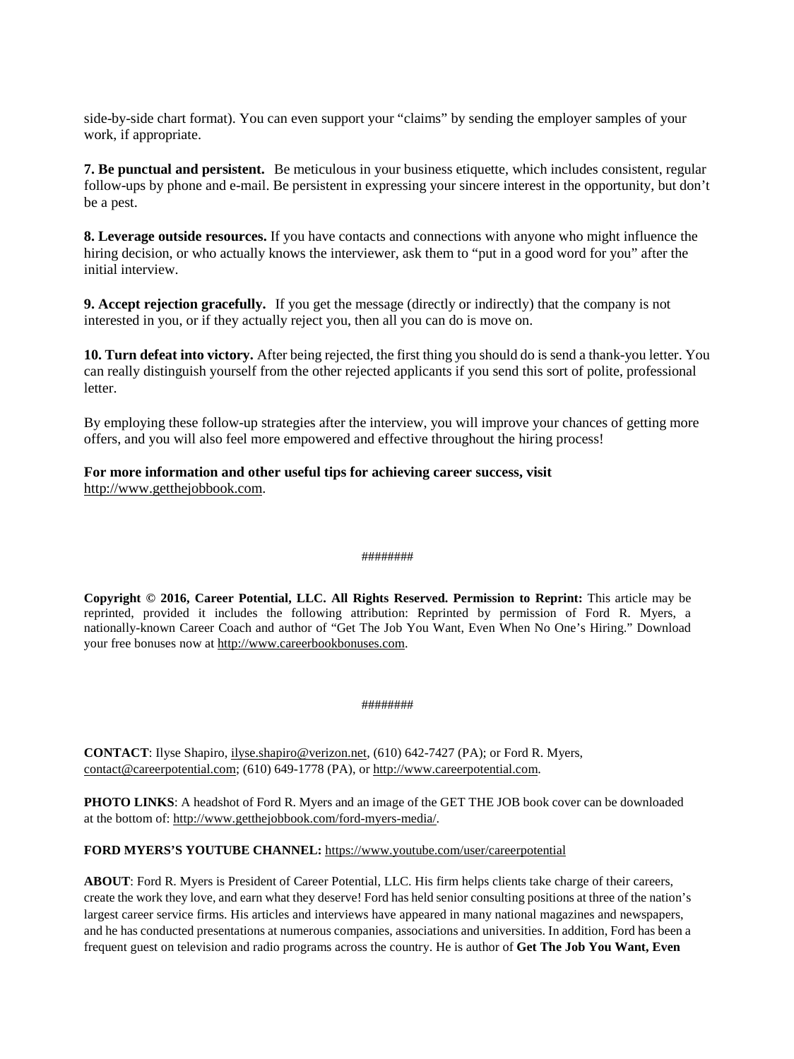side-by-side chart format). You can even support your "claims" by sending the employer samples of your work, if appropriate.

**7. Be punctual and persistent.** Be meticulous in your business etiquette, which includes consistent, regular follow-ups by phone and e-mail. Be persistent in expressing your sincere interest in the opportunity, but don't be a pest.

**8. Leverage outside resources.** If you have contacts and connections with anyone who might influence the hiring decision, or who actually knows the interviewer, ask them to "put in a good word for you" after the initial interview.

**9. Accept rejection gracefully.** If you get the message (directly or indirectly) that the company is not interested in you, or if they actually reject you, then all you can do is move on.

**10. Turn defeat into victory.** After being rejected, the first thing you should do is send a thank-you letter. You can really distinguish yourself from the other rejected applicants if you send this sort of polite, professional letter.

By employing these follow-up strategies after the interview, you will improve your chances of getting more offers, and you will also feel more empowered and effective throughout the hiring process!

**For more information and other useful tips for achieving career success, visit** http://www.getthejobbook.com.

########

**Copyright © 2016, Career Potential, LLC. All Rights Reserved. Permission to Reprint:** This article may be reprinted, provided it includes the following attribution: Reprinted by permission of Ford R. Myers, a nationally-known Career Coach and author of "Get The Job You Want, Even When No One's Hiring." Download your free bonuses now at http://www.careerbookbonuses.com.

########

**CONTACT**: Ilyse Shapiro, ilyse.shapiro@verizon.net, (610) 642-7427 (PA); or Ford R. Myers, contact@careerpotential.com; (610) 649-1778 (PA), or http://www.careerpotential.com.

**PHOTO LINKS**: A headshot of Ford R. Myers and an image of the GET THE JOB book cover can be downloaded at the bottom of: http://www.getthejobbook.com/ford-myers-media/.

**FORD MYERS'S YOUTUBE CHANNEL:** https://www.youtube.com/user/careerpotential

**ABOUT**: Ford R. Myers is President of Career Potential, LLC. His firm helps clients take charge of their careers, create the work they love, and earn what they deserve! Ford has held senior consulting positions at three of the nation's largest career service firms. His articles and interviews have appeared in many national magazines and newspapers, and he has conducted presentations at numerous companies, associations and universities. In addition, Ford has been a frequent guest on television and radio programs across the country. He is author of **Get The Job You Want, Even**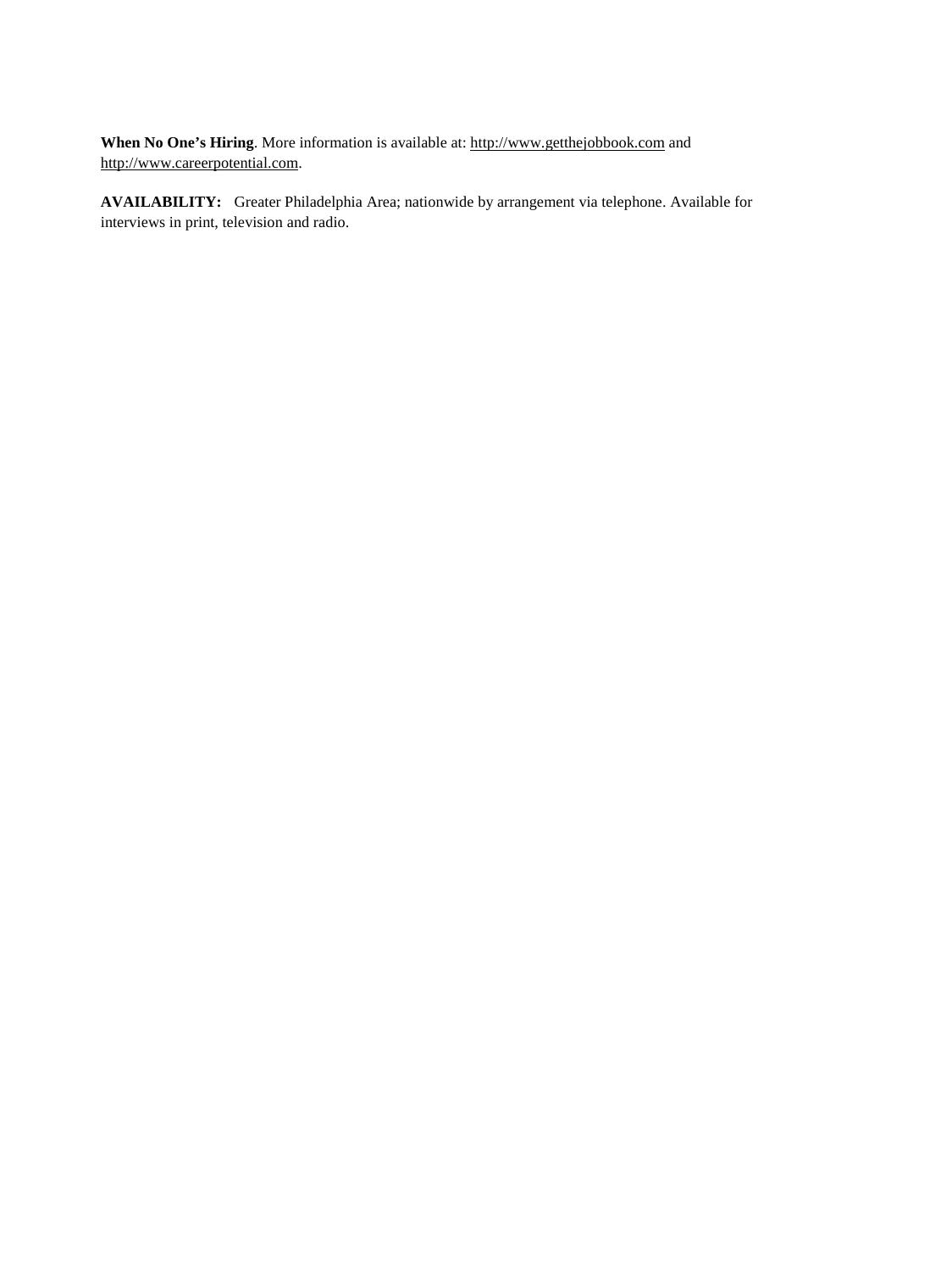**When No One's Hiring**. More information is available at: http://www.getthejobbook.com and http://www.careerpotential.com.

**AVAILABILITY:** Greater Philadelphia Area; nationwide by arrangement via telephone. Available for interviews in print, television and radio.